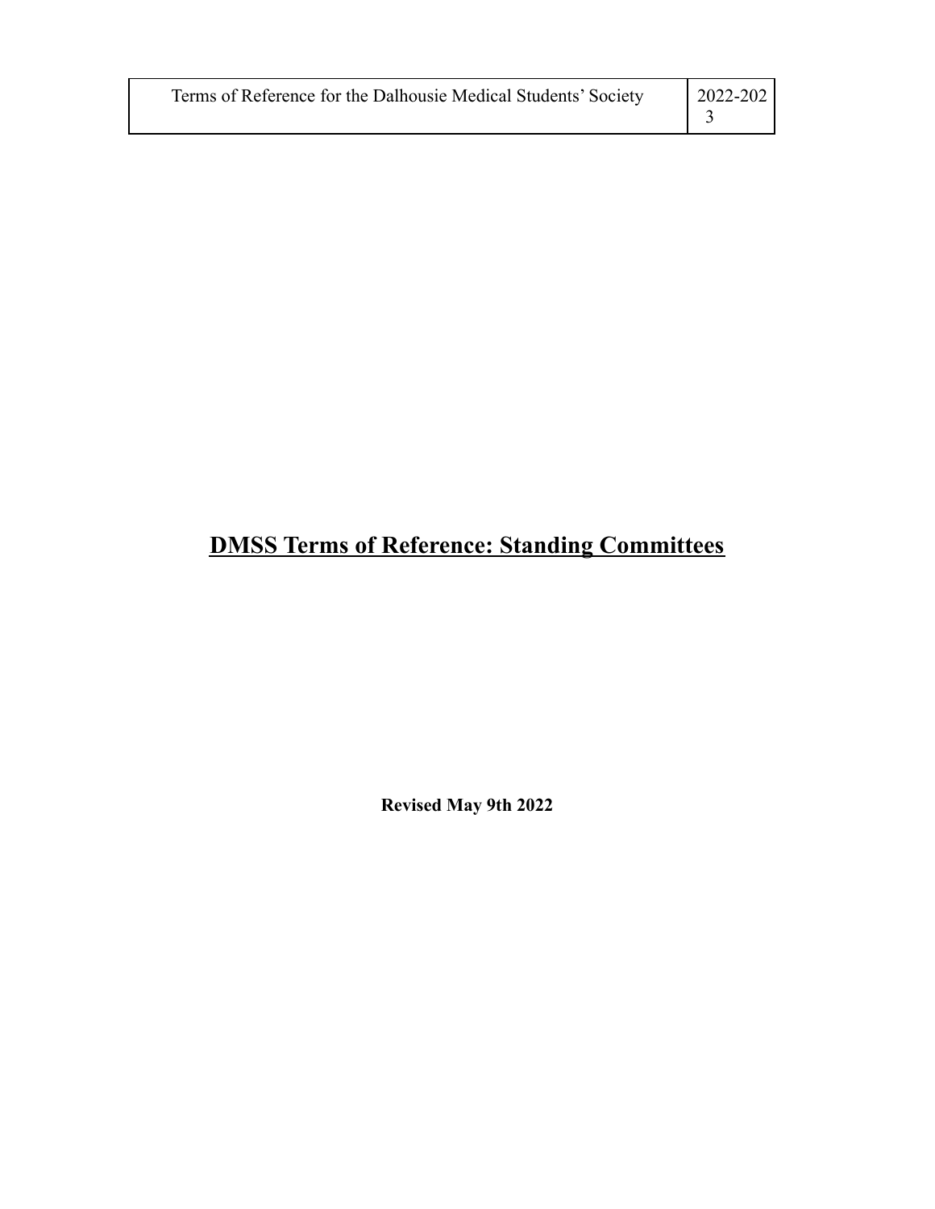# DMSS Terms of Reference: Standing Committees

**Revised May 9th 2022**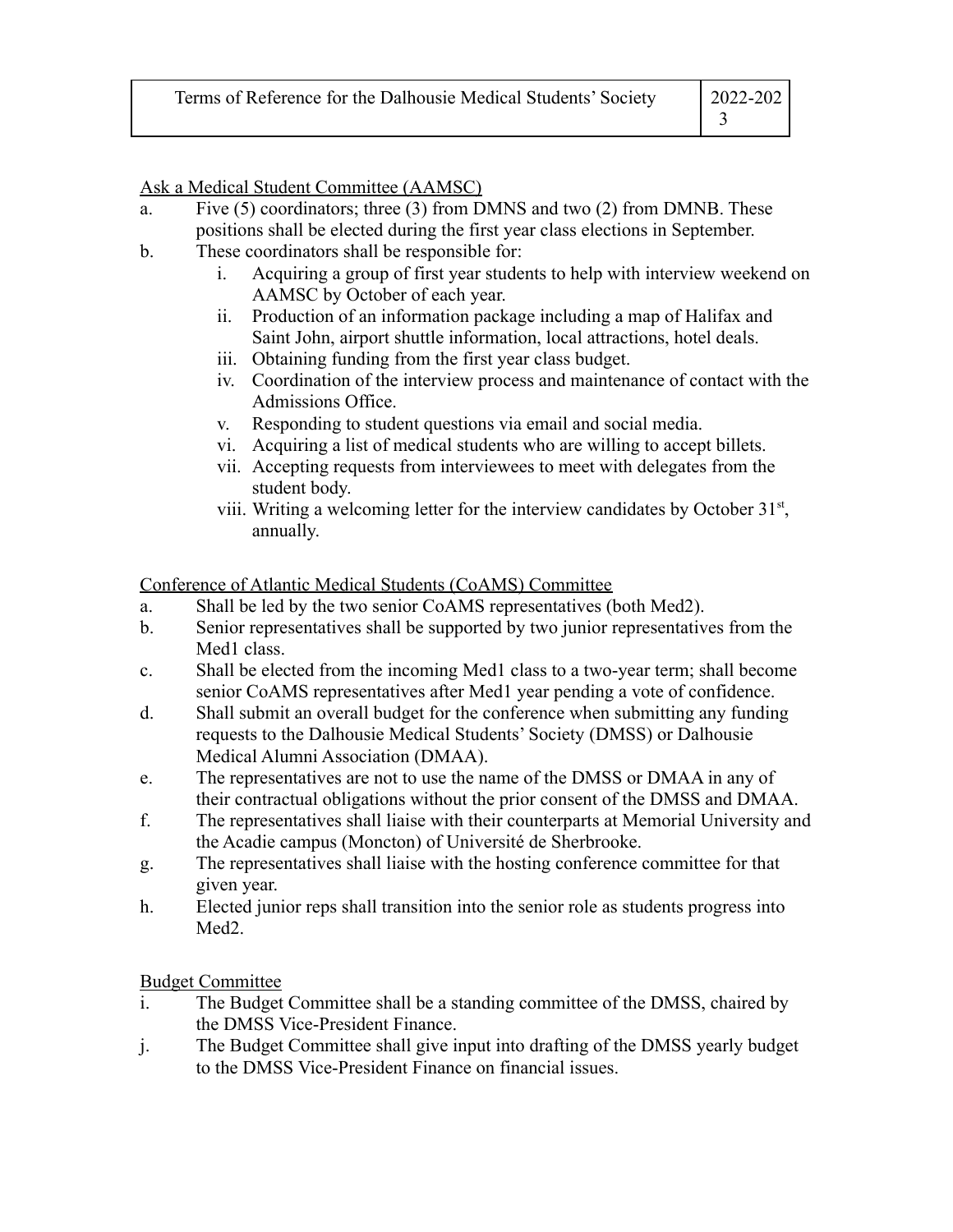Ask a Medical Student Committee (AAMSC)

a. Five (5) coordinators; three (3) from DMNS and two (2) from DMNB. These positions shall be elected during the first year class elections in September.

b. These coordinators shall be responsible for:

   i. Acquiring a group of first year students to help with interview weekend on AAMSC by October of each year.

   ii. Production of an information package including a map of Halifax and Saint John, airport shuttle information, local attractions, hotel deals.

   iii. Obtaining funding from the first year class budget.

   iv. Coordination of the interview process and maintenance of contact with the Admissions Office.

   v. Responding to student questions via email and social media.

   vi. Acquiring a list of medical students who are willing to accept billets.

   vii. Accepting requests from interviewees to meet with delegates from the student body.

   viii. Writing a welcoming letter for the interview candidates by October 31st, annually.

Conference of Atlantic Medical Students (CoAMS) Committee

a. Shall be led by the two senior CoAMS representatives (both Med2).

b. Senior representatives shall be supported by two junior representatives from the Med1 class.

c. Shall be elected from the incoming Med1 class to a two-year term; shall become senior CoAMS representatives after Med1 year pending a vote of confidence.

d. Shall submit an overall budget for the conference when submitting any funding requests to the Dalhousie Medical Students' Society (DMSS) or Dalhousie Medical Alumni Association (DMAA).

e. The representatives are not to use the name of the DMSS or DMAA in any of their contractual obligations without the prior consent of the DMSS and DMAA.

f. The representatives shall liaise with their counterparts at Memorial University and the Acadie campus (Moncton) of Université de Sherbrooke.

g. The representatives shall liaise with the hosting conference committee for that given year.

h. Elected junior reps shall transition into the senior role as students progress into Med2.

Budget Committee

i. The Budget Committee shall be a standing committee of the DMSS, chaired by the DMSS Vice-President Finance.

j. The Budget Committee shall give input into drafting of the DMSS yearly budget to the DMSS Vice-President Finance on financial issues.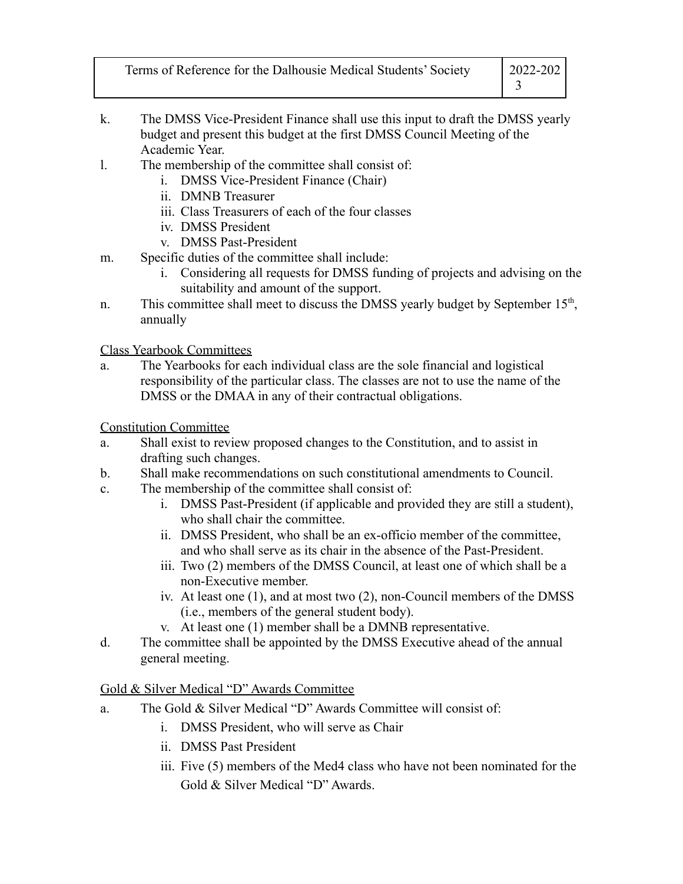k. The DMSS Vice-President Finance shall use this input to draft the DMSS yearly budget and present this budget at the first DMSS Council Meeting of the Academic Year.

l. The membership of the committee shall consist of:
    i. DMSS Vice-President Finance (Chair)
    ii. DMNB Treasurer
    iii. Class Treasurers of each of the four classes
    iv. DMSS President
    v. DMSS Past-President

m. Specific duties of the committee shall include:
    i. Considering all requests for DMSS funding of projects and advising on the suitability and amount of the support.

n. This committee shall meet to discuss the DMSS yearly budget by September 15th, annually

<u>Class Yearbook Committees</u>

a. The Yearbooks for each individual class are the sole financial and logistical responsibility of the particular class. The classes are not to use the name of the DMSS or the DMAA in any of their contractual obligations.

<u>Constitution Committee</u>

a. Shall exist to review proposed changes to the Constitution, and to assist in drafting such changes.

b. Shall make recommendations on such constitutional amendments to Council.

c. The membership of the committee shall consist of:
    i. DMSS Past-President (if applicable and provided they are still a student), who shall chair the committee.
    ii. DMSS President, who shall be an ex-officio member of the committee, and who shall serve as its chair in the absence of the Past-President.
    iii. Two (2) members of the DMSS Council, at least one of which shall be a non-Executive member.
    iv. At least one (1), and at most two (2), non-Council members of the DMSS (i.e., members of the general student body).
    v. At least one (1) member shall be a DMNB representative.

d. The committee shall be appointed by the DMSS Executive ahead of the annual general meeting.

<u>Gold & Silver Medical "D" Awards Committee</u>

a. The Gold & Silver Medical "D" Awards Committee will consist of:
    i. DMSS President, who will serve as Chair
    ii. DMSS Past President
    iii. Five (5) members of the Med4 class who have not been nominated for the Gold & Silver Medical "D" Awards.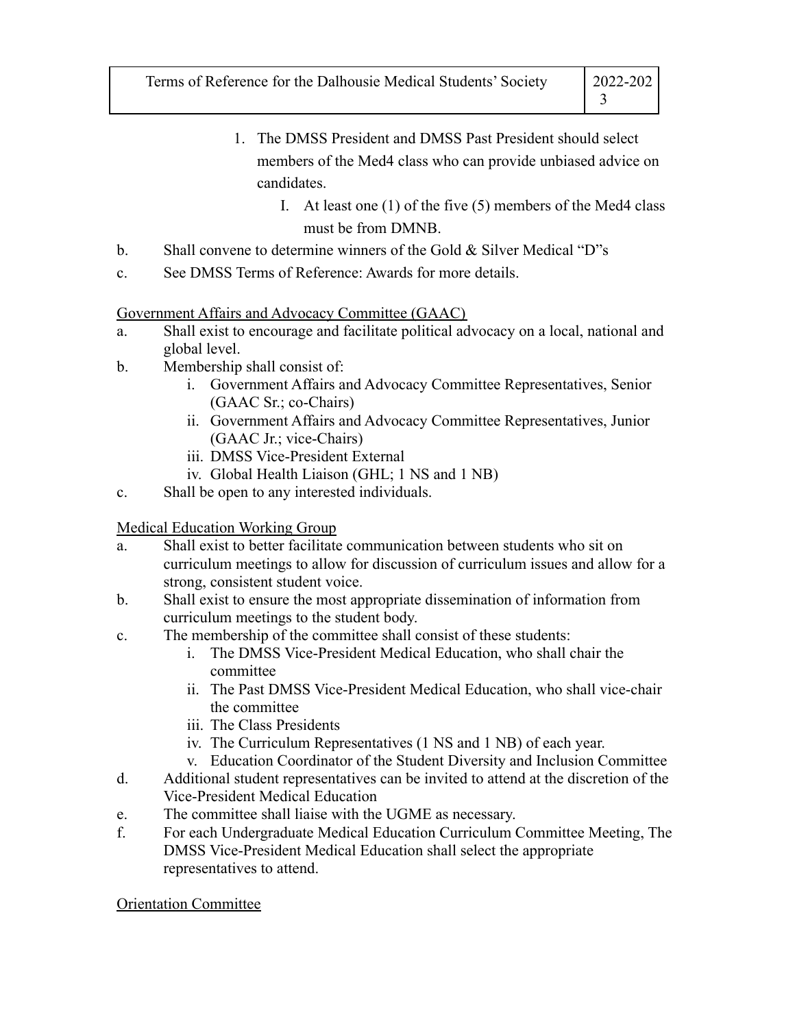1. The DMSS President and DMSS Past President should select members of the Med4 class who can provide unbiased advice on candidates.
    I. At least one (1) of the five (5) members of the Med4 class must be from DMNB.

b. Shall convene to determine winners of the Gold & Silver Medical "D"s

c. See DMSS Terms of Reference: Awards for more details.

<u>Government Affairs and Advocacy Committee (GAAC)</u>

a. Shall exist to encourage and facilitate political advocacy on a local, national and global level.

b. Membership shall consist of:
    i. Government Affairs and Advocacy Committee Representatives, Senior (GAAC Sr.; co-Chairs)
    ii. Government Affairs and Advocacy Committee Representatives, Junior (GAAC Jr.; vice-Chairs)
    iii. DMSS Vice-President External
    iv. Global Health Liaison (GHL; 1 NS and 1 NB)

c. Shall be open to any interested individuals.

<u>Medical Education Working Group</u>

a. Shall exist to better facilitate communication between students who sit on curriculum meetings to allow for discussion of curriculum issues and allow for a strong, consistent student voice.

b. Shall exist to ensure the most appropriate dissemination of information from curriculum meetings to the student body.

c. The membership of the committee shall consist of these students:
    i. The DMSS Vice-President Medical Education, who shall chair the committee
    ii. The Past DMSS Vice-President Medical Education, who shall vice-chair the committee
    iii. The Class Presidents
    iv. The Curriculum Representatives (1 NS and 1 NB) of each year.
    v. Education Coordinator of the Student Diversity and Inclusion Committee

d. Additional student representatives can be invited to attend at the discretion of the Vice-President Medical Education

e. The committee shall liaise with the UGME as necessary.

f. For each Undergraduate Medical Education Curriculum Committee Meeting, The DMSS Vice-President Medical Education shall select the appropriate representatives to attend.

<u>Orientation Committee</u>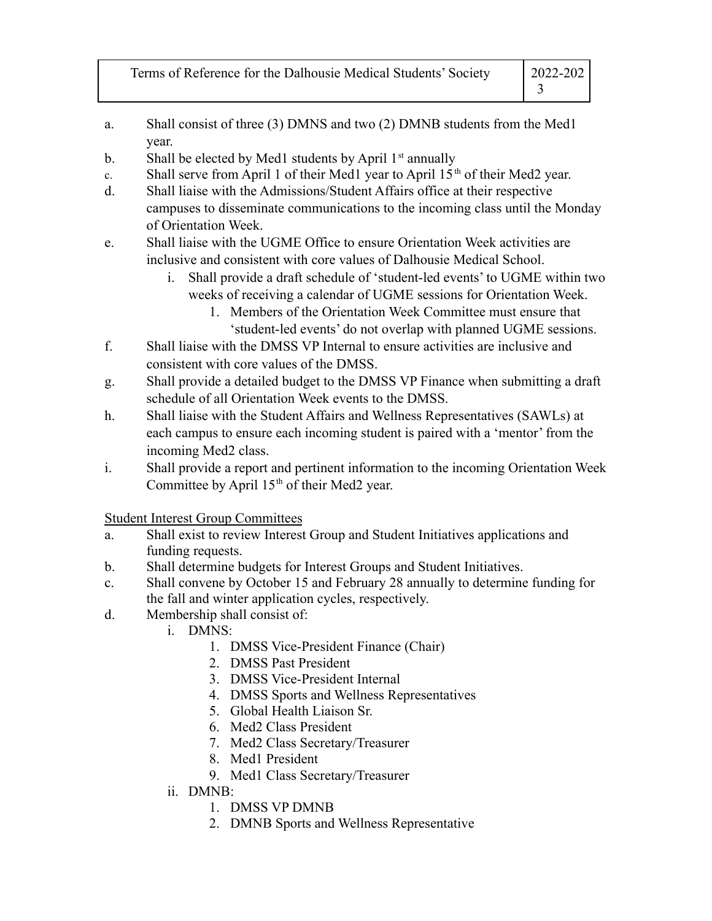a. Shall consist of three (3) DMNS and two (2) DMNB students from the Med1 year.
b. Shall be elected by Med1 students by April 1st annually
c. Shall serve from April 1 of their Med1 year to April 15th of their Med2 year.
d. Shall liaise with the Admissions/Student Affairs office at their respective campuses to disseminate communications to the incoming class until the Monday of Orientation Week.
e. Shall liaise with the UGME Office to ensure Orientation Week activities are inclusive and consistent with core values of Dalhousie Medical School.
   i. Shall provide a draft schedule of 'student-led events' to UGME within two weeks of receiving a calendar of UGME sessions for Orientation Week.
      1. Members of the Orientation Week Committee must ensure that 'student-led events' do not overlap with planned UGME sessions.
f. Shall liaise with the DMSS VP Internal to ensure activities are inclusive and consistent with core values of the DMSS.
g. Shall provide a detailed budget to the DMSS VP Finance when submitting a draft schedule of all Orientation Week events to the DMSS.
h. Shall liaise with the Student Affairs and Wellness Representatives (SAWLs) at each campus to ensure each incoming student is paired with a 'mentor' from the incoming Med2 class.
i. Shall provide a report and pertinent information to the incoming Orientation Week Committee by April 15th of their Med2 year.

Student Interest Group Committees

a. Shall exist to review Interest Group and Student Initiatives applications and funding requests.
b. Shall determine budgets for Interest Groups and Student Initiatives.
c. Shall convene by October 15 and February 28 annually to determine funding for the fall and winter application cycles, respectively.
d. Membership shall consist of:
   i. DMNS:
      1. DMSS Vice-President Finance (Chair)
      2. DMSS Past President
      3. DMSS Vice-President Internal
      4. DMSS Sports and Wellness Representatives
      5. Global Health Liaison Sr.
      6. Med2 Class President
      7. Med2 Class Secretary/Treasurer
      8. Med1 President
      9. Med1 Class Secretary/Treasurer
   ii. DMNB:
      1. DMSS VP DMNB
      2. DMNB Sports and Wellness Representative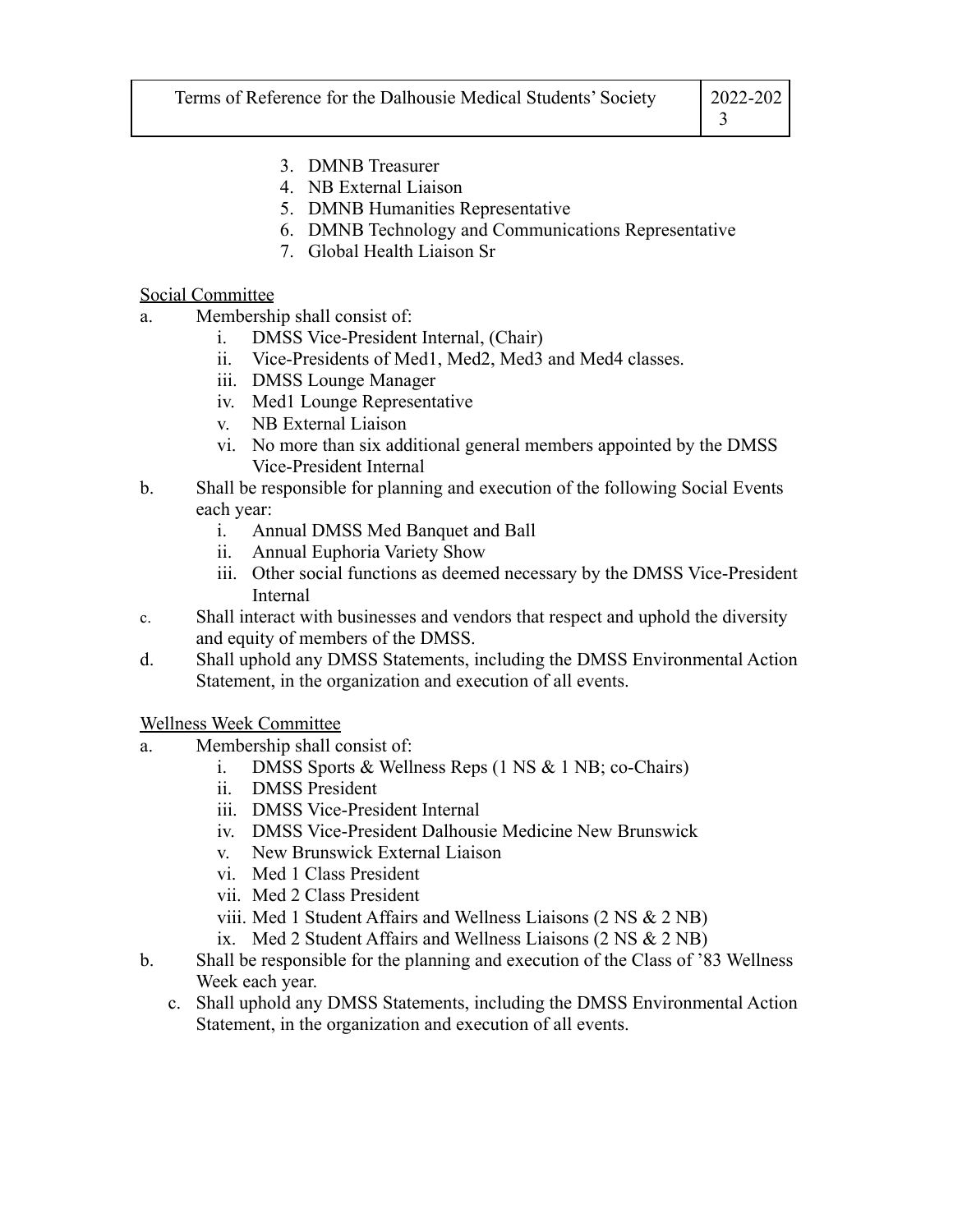3. DMNB Treasurer
4. NB External Liaison
5. DMNB Humanities Representative
6. DMNB Technology and Communications Representative
7. Global Health Liaison Sr

<u>Social Committee</u>

a. Membership shall consist of:
   i. DMSS Vice-President Internal, (Chair)
   ii. Vice-Presidents of Med1, Med2, Med3 and Med4 classes.
   iii. DMSS Lounge Manager
   iv. Med1 Lounge Representative
   v. NB External Liaison
   vi. No more than six additional general members appointed by the DMSS Vice-President Internal
b. Shall be responsible for planning and execution of the following Social Events each year:
   i. Annual DMSS Med Banquet and Ball
   ii. Annual Euphoria Variety Show
   iii. Other social functions as deemed necessary by the DMSS Vice-President Internal
c. Shall interact with businesses and vendors that respect and uphold the diversity and equity of members of the DMSS.
d. Shall uphold any DMSS Statements, including the DMSS Environmental Action Statement, in the organization and execution of all events.

<u>Wellness Week Committee</u>

a. Membership shall consist of:
   i. DMSS Sports & Wellness Reps (1 NS & 1 NB; co-Chairs)
   ii. DMSS President
   iii. DMSS Vice-President Internal
   iv. DMSS Vice-President Dalhousie Medicine New Brunswick
   v. New Brunswick External Liaison
   vi. Med 1 Class President
   vii. Med 2 Class President
   viii. Med 1 Student Affairs and Wellness Liaisons (2 NS & 2 NB)
   ix. Med 2 Student Affairs and Wellness Liaisons (2 NS & 2 NB)
b. Shall be responsible for the planning and execution of the Class of '83 Wellness Week each year.
c. Shall uphold any DMSS Statements, including the DMSS Environmental Action Statement, in the organization and execution of all events.